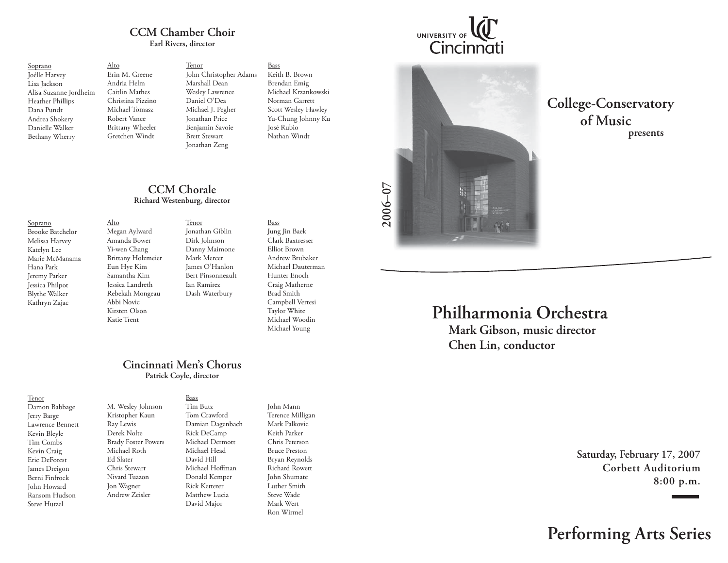## CCM Chamber Choir

**Earl Rivers, director**

| Soprano | Alto | Tenor | Bass |
|---|---|---|---|
| Joélle Harvey | Erin M. Greene | John Christopher Adams | Keith B. Brown |
| Lisa Jackson | Andria Helm | Marshall Dean | Brendan Emig |
| Alisa Suzanne Jordheim | Caitlin Mathes | Wesley Lawrence | Michael Krzankowski |
| Heather Phillips | Christina Pizzino | Daniel O'Dea | Norman Garrett |
| Dana Pundt | Michael Tomasz | Michael J. Pegher | Scott Wesley Hawley |
| Andrea Shokery | Robert Vance | Jonathan Price | Yu-Chung Johnny Ku |
| Danielle Walker | Brittany Wheeler | Benjamin Savoie | José Rubio |
| Bethany Wherry | Gretchen Windt | Brett Stewart | Nathan Windt |
| | | Jonathan Zeng | |

## CCM Chorale

**Richard Westenburg, director**

| Soprano | Alto | Tenor | Bass |
|---|---|---|---|
| Brooke Batchelor | Megan Aylward | Jonathan Giblin | Jung Jin Baek |
| Melissa Harvey | Amanda Bower | Dirk Johnson | Clark Baxtresser |
| Katelyn Lee | Yi-wen Chang | Danny Maimone | Elliot Brown |
| Marie McManama | Brittany Holzmeier | Mark Mercer | Andrew Brubaker |
| Hana Park | Eun Hye Kim | James O'Hanlon | Michael Dauterman |
| Jeremy Parker | Samantha Kim | Bert Pinsonneault | Hunter Enoch |
| Jessica Philpot | Jessica Landreth | Ian Ramirez | Craig Matherne |
| Blythe Walker | Rebekah Mongeau | Dash Waterbury | Brad Smith |
| Kathryn Zajac | Abbi Novic | | Campbell Vertesi |
| | Kirsten Olson | | Taylor White |
| | Katie Trent | | Michael Woodin |
| | | | Michael Young |

## Cincinnati Men's Chorus

**Patrick Coyle, director**

| Tenor | | Bass | |
|---|---|---|---|
| Damon Babbage | M. Wesley Johnson | Tim Butz | John Mann |
| Jerry Barge | Kristopher Kaun | Tom Crawford | Terence Milligan |
| Lawrence Bennett | Ray Lewis | Damian Dagenbach | Mark Palkovic |
| Kevin Bleyle | Derek Nolte | Rick DeCamp | Keith Parker |
| Tim Combs | Brady Foster Powers | Michael Dermott | Chris Peterson |
| Kevin Craig | Michael Roth | Michael Head | Bruce Preston |
| Eric DeForest | Ed Slater | David Hill | Bryan Reynolds |
| James Dreigon | Chris Stewart | Michael Hoffman | Richard Rowett |
| Berni Finfrock | Nivard Tuazon | Donald Kemper | John Shumate |
| John Howard | Jon Wagner | Rick Ketterer | Luther Smith |
| Ransom Hudson | Andrew Zeisler | Matthew Lucia | Steve Wade |
| Steve Hutzel | | David Major | Mark Wert |
| | | | Ron Wirmel |

UNIVERSITY OF Cincinnati

2006–07

**College-Conservatory of Music presents**

# Philharmonia Orchestra

**Mark Gibson, music director**

**Chen Lin, conductor**

**Saturday, February 17, 2007**
**Corbett Auditorium**
**8:00 p.m.**

# Performing Arts Series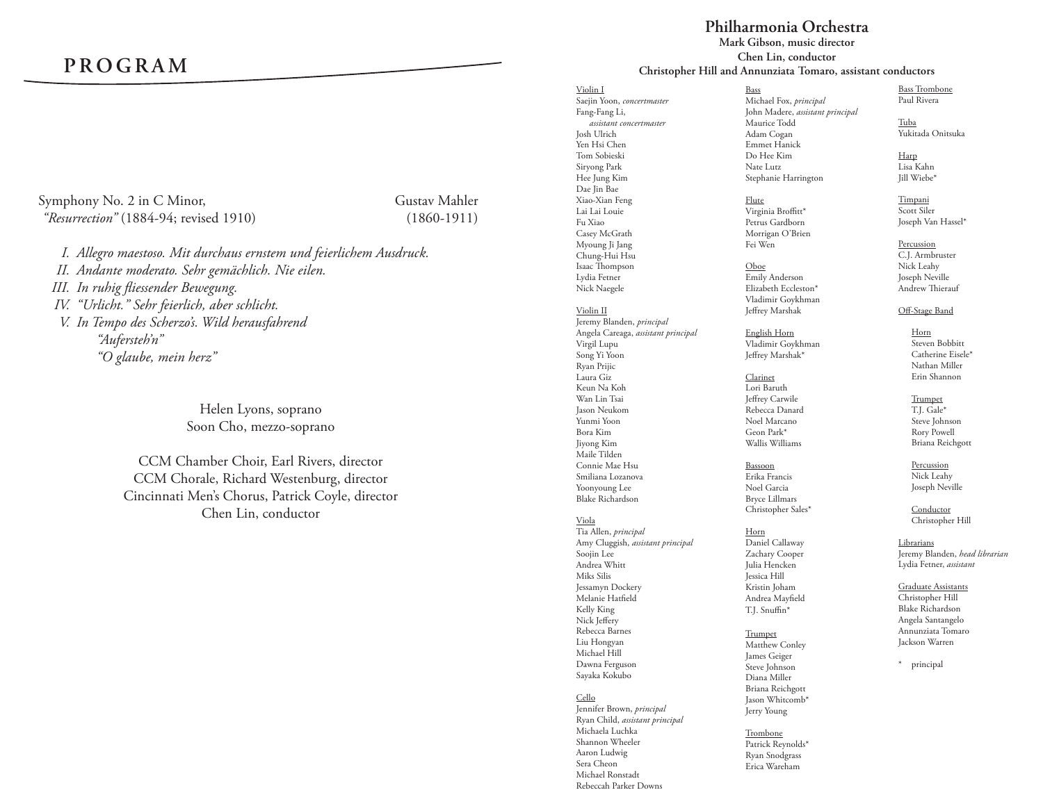# PROGRAM

Symphony No. 2 in C Minor, *"Resurrection"* (1884-94; revised 1910) — Gustav Mahler (1860-1911)

*I. Allegro maestoso. Mit durchaus ernstem und feierlichem Ausdruck.*
*II. Andante moderato. Sehr gemächlich. Nie eilen.*
*III. In ruhig fliessender Bewegung.*
*IV. "Urlicht." Sehr feierlich, aber schlicht.*
*V. In Tempo des Scherzo's. Wild herausfahrend*
*"Aufersteh'n"*
*"O glaube, mein herz"*

Helen Lyons, soprano
Soon Cho, mezzo-soprano

CCM Chamber Choir, Earl Rivers, director
CCM Chorale, Richard Westenburg, director
Cincinnati Men's Chorus, Patrick Coyle, director
Chen Lin, conductor

## Philharmonia Orchestra

**Mark Gibson, music director**
**Chen Lin, conductor**
**Christopher Hill and Annunziata Tomaro, assistant conductors**

Violin I
Saejin Yoon, *concertmaster*
Fang-Fang Li, *assistant concertmaster*
Josh Ulrich
Yen Hsi Chen
Tom Sobieski
Siryong Park
Hee Jung Kim
Dae Jin Bae
Xiao-Xian Feng
Lai Lai Louie
Fu Xiao
Casey McGrath
Myoung Ji Jang
Chung-Hui Hsu
Isaac Thompson
Lydia Fetner
Nick Naegele

Violin II
Jeremy Blanden, *principal*
Angela Careaga, *assistant principal*
Virgil Lupu
Song Yi Yoon
Ryan Prijic
Laura Giz
Keun Na Koh
Wan Lin Tsai
Jason Neukom
Yunmi Yoon
Bora Kim
Jiyong Kim
Maile Tilden
Connie Mae Hsu
Smiliana Lozanova
Yoonyoung Lee
Blake Richardson

Viola
Tia Allen, *principal*
Amy Cluggish, *assistant principal*
Soojin Lee
Andrea Whitt
Miks Silis
Jessamyn Dockery
Melanie Hatfield
Kelly King
Nick Jeffery
Rebecca Barnes
Liu Hongyan
Michael Hill
Dawna Ferguson
Sayaka Kokubo

Cello
Jennifer Brown, *principal*
Ryan Child, *assistant principal*
Michaela Luchka
Shannon Wheeler
Aaron Ludwig
Sera Cheon
Michael Ronstadt
Rebeccah Parker Downs

Bass
Michael Fox, *principal*
John Madere, *assistant principal*
Maurice Todd
Adam Cogan
Emmet Hanick
Do Hee Kim
Nate Lutz
Stephanie Harrington

Flute
Virginia Broffitt*
Petrus Gardborn
Morrigan O'Brien
Fei Wen

Oboe
Emily Anderson
Elizabeth Eccleston*
Vladimir Goykhman
Jeffrey Marshak

English Horn
Vladimir Goykhman
Jeffrey Marshak*

Clarinet
Lori Baruth
Jeffrey Carwile
Rebecca Danard
Noel Marcano
Geon Park*
Wallis Williams

Bassoon
Erika Francis
Noel Garcia
Bryce Lillmars
Christopher Sales*

Horn
Daniel Callaway
Zachary Cooper
Julia Hencken
Jessica Hill
Kristin Joham
Andrea Mayfield
T.J. Snuffin*

Trumpet
Matthew Conley
James Geiger
Steve Johnson
Diana Miller
Briana Reichgott
Jason Whitcomb*
Jerry Young

Trombone
Patrick Reynolds*
Ryan Snodgrass
Erica Wareham

Bass Trombone
Paul Rivera

Tuba
Yukitada Onitsuka

Harp
Lisa Kahn
Jill Wiebe*

Timpani
Scott Siler
Joseph Van Hassel*

Percussion
C.J. Armbruster
Nick Leahy
Joseph Neville
Andrew Thierauf

Off-Stage Band

Horn
Steven Bobbitt
Catherine Eisele*
Nathan Miller
Erin Shannon

Trumpet
T.J. Gale*
Steve Johnson
Rory Powell
Briana Reichgott

Percussion
Nick Leahy
Joseph Neville

Conductor
Christopher Hill

Librarians
Jeremy Blanden, *head librarian*
Lydia Fetner, *assistant*

Graduate Assistants
Christopher Hill
Blake Richardson
Angela Santangelo
Annunziata Tomaro
Jackson Warren

\* principal